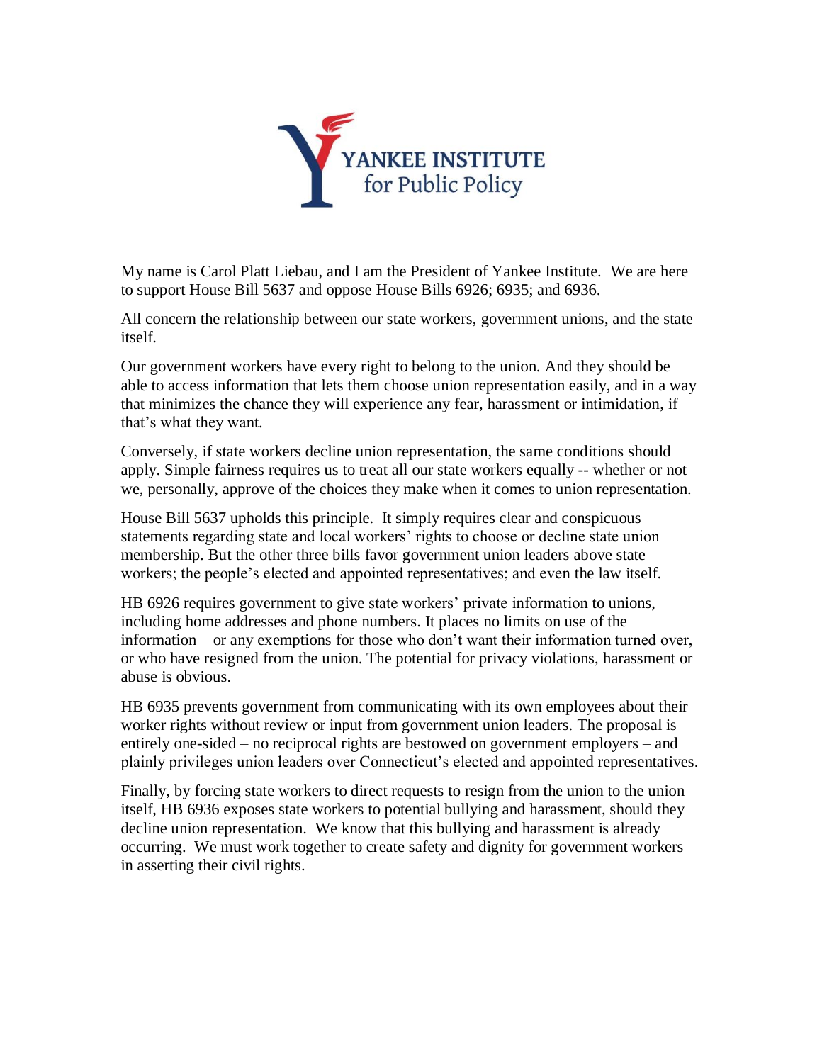YANKEE INSTITUTE
for Public Policy

My name is Carol Platt Liebau, and I am the President of Yankee Institute. We are here to support House Bill 5637 and oppose House Bills 6926; 6935; and 6936.

All concern the relationship between our state workers, government unions, and the state itself.

Our government workers have every right to belong to the union. And they should be able to access information that lets them choose union representation easily, and in a way that minimizes the chance they will experience any fear, harassment or intimidation, if that's what they want.

Conversely, if state workers decline union representation, the same conditions should apply. Simple fairness requires us to treat all our state workers equally -- whether or not we, personally, approve of the choices they make when it comes to union representation.

House Bill 5637 upholds this principle. It simply requires clear and conspicuous statements regarding state and local workers' rights to choose or decline state union membership. But the other three bills favor government union leaders above state workers; the people's elected and appointed representatives; and even the law itself.

HB 6926 requires government to give state workers' private information to unions, including home addresses and phone numbers. It places no limits on use of the information – or any exemptions for those who don't want their information turned over, or who have resigned from the union. The potential for privacy violations, harassment or abuse is obvious.

HB 6935 prevents government from communicating with its own employees about their worker rights without review or input from government union leaders. The proposal is entirely one-sided – no reciprocal rights are bestowed on government employers – and plainly privileges union leaders over Connecticut's elected and appointed representatives.

Finally, by forcing state workers to direct requests to resign from the union to the union itself, HB 6936 exposes state workers to potential bullying and harassment, should they decline union representation. We know that this bullying and harassment is already occurring. We must work together to create safety and dignity for government workers in asserting their civil rights.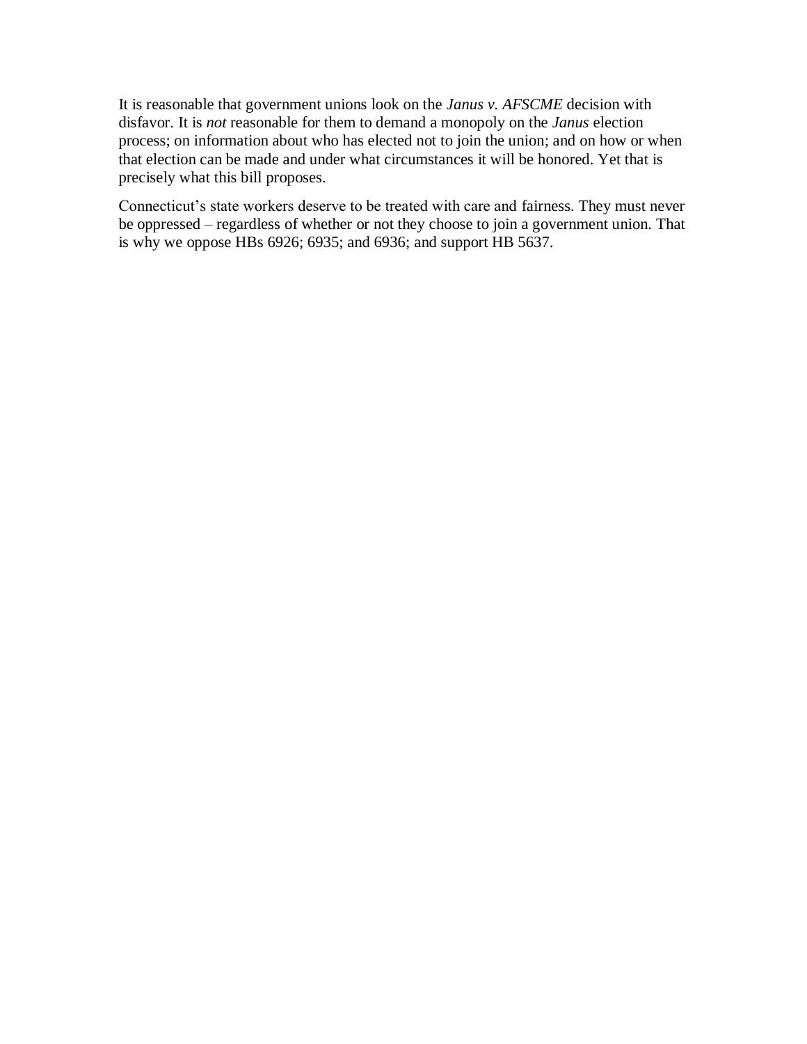It is reasonable that government unions look on the *Janus v. AFSCME* decision with disfavor. It is *not* reasonable for them to demand a monopoly on the *Janus* election process; on information about who has elected not to join the union; and on how or when that election can be made and under what circumstances it will be honored. Yet that is precisely what this bill proposes.

Connecticut's state workers deserve to be treated with care and fairness. They must never be oppressed – regardless of whether or not they choose to join a government union. That is why we oppose HBs 6926; 6935; and 6936; and support HB 5637.